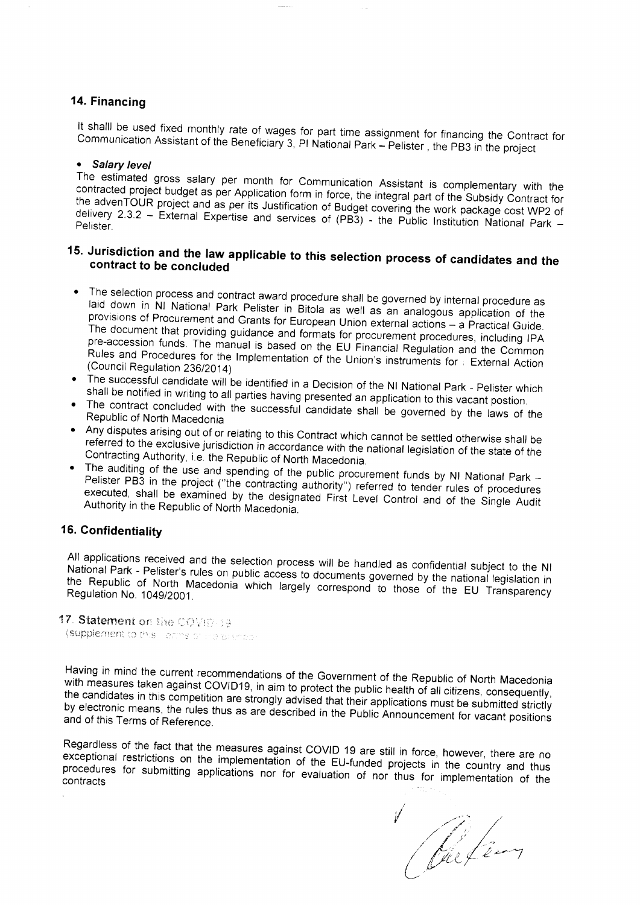## 14. Financing

It shalll be used fixed monthly rate of wages for part time assignment for financing the Contract for Communication Assistant of the Beneficiary 3, PI National Park – Pelister , the PB3 in the project

- ***Salary level***

The estimated gross salary per month for Communication Assistant is complementary with the contracted project budget as per Application form in force, the integral part of the Subsidy Contract for the advenTOUR project and as per its Justification of Budget covering the work package cost WP2 of delivery 2.3.2 – External Expertise and services of (PB3) - the Public Institution National Park – Pelister.

## 15. Jurisdiction and the law applicable to this selection process of candidates and the contract to be concluded

- The selection process and contract award procedure shall be governed by internal procedure as laid down in NI National Park Pelister in Bitola as well as an analogous application of the provisions of Procurement and Grants for European Union external actions – a Practical Guide. The document that providing guidance and formats for procurement procedures, including IPA pre-accession funds. The manual is based on the EU Financial Regulation and the Common Rules and Procedures for the Implementation of the Union's instruments for External Action (Council Regulation 236/2014)
- The successful candidate will be identified in a Decision of the NI National Park - Pelister which shall be notified in writing to all parties having presented an application to this vacant postion.
- The contract concluded with the successful candidate shall be governed by the laws of the Republic of North Macedonia
- Any disputes arising out of or relating to this Contract which cannot be settled otherwise shall be referred to the exclusive jurisdiction in accordance with the national legislation of the state of the Contracting Authority, i.e. the Republic of North Macedonia.
- The auditing of the use and spending of the public procurement funds by NI National Park – Pelister PB3 in the project ("the contracting authority") referred to tender rules of procedures executed, shall be examined by the designated First Level Control and of the Single Audit Authority in the Republic of North Macedonia.

## 16. Confidentiality

All applications received and the selection process will be handled as confidential subject to the NI National Park - Pelister's rules on public access to documents governed by the national legislation in the Republic of North Macedonia which largely correspond to those of the EU Transparency Regulation No. 1049/2001.

## 17. Statement on the COVID 19

(supplement to this Terms of Reference)

Having in mind the current recommendations of the Government of the Republic of North Macedonia with measures taken against COVID19, in aim to protect the public health of all citizens, consequently, the candidates in this competition are strongly advised that their applications must be submitted strictly by electronic means, the rules thus as are described in the Public Announcement for vacant positions and of this Terms of Reference.

Regardless of the fact that the measures against COVID 19 are still in force, however, there are no exceptional restrictions on the implementation of the EU-funded projects in the country and thus procedures for submitting applications nor for evaluation of nor thus for implementation of the contracts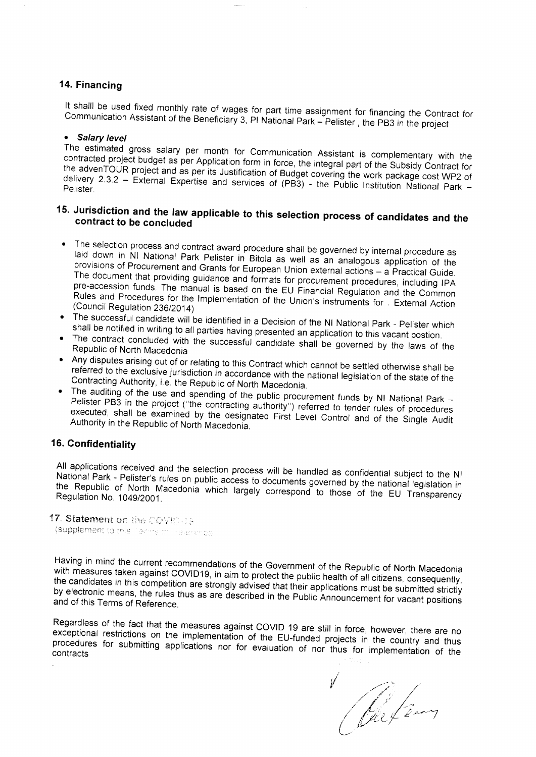## 14. Financing

It shalll be used fixed monthly rate of wages for part time assignment for financing the Contract for Communication Assistant of the Beneficiary 3, PI National Park – Pelister , the PB3 in the project

- ***Salary level***

The estimated gross salary per month for Communication Assistant is complementary with the contracted project budget as per Application form in force, the integral part of the Subsidy Contract for the advenTOUR project and as per its Justification of Budget covering the work package cost WP2 of delivery 2.3.2 – External Expertise and services of (PB3) - the Public Institution National Park – Pelister.

## 15. Jurisdiction and the law applicable to this selection process of candidates and the contract to be concluded

- The selection process and contract award procedure shall be governed by internal procedure as laid down in NI National Park Pelister in Bitola as well as an analogous application of the provisions of Procurement and Grants for European Union external actions – a Practical Guide. The document that providing guidance and formats for procurement procedures, including IPA pre-accession funds. The manual is based on the EU Financial Regulation and the Common Rules and Procedures for the Implementation of the Union's instruments for . External Action (Council Regulation 236/2014)
- The successful candidate will be identified in a Decision of the NI National Park - Pelister which shall be notified in writing to all parties having presented an application to this vacant postion.
- The contract concluded with the successful candidate shall be governed by the laws of the Republic of North Macedonia
- Any disputes arising out of or relating to this Contract which cannot be settled otherwise shall be referred to the exclusive jurisdiction in accordance with the national legislation of the state of the Contracting Authority, i.e. the Republic of North Macedonia.
- The auditing of the use and spending of the public procurement funds by NI National Park – Pelister PB3 in the project ("the contracting authority") referred to tender rules of procedures executed, shall be examined by the designated First Level Control and of the Single Audit Authority in the Republic of North Macedonia.

## 16. Confidentiality

All applications received and the selection process will be handled as confidential subject to the NI National Park - Pelister's rules on public access to documents governed by the national legislation in the Republic of North Macedonia which largely correspond to those of the EU Transparency Regulation No. 1049/2001.

## 17. Statement on the COVID-19

(supplement to this Terms of Reference)

Having in mind the current recommendations of the Government of the Republic of North Macedonia with measures taken against COVID19, in aim to protect the public health of all citizens, consequently, the candidates in this competition are strongly advised that their applications must be submitted strictly by electronic means, the rules thus as are described in the Public Announcement for vacant positions and of this Terms of Reference.

Regardless of the fact that the measures against COVID 19 are still in force, however, there are no exceptional restrictions on the implementation of the EU-funded projects in the country and thus procedures for submitting applications nor for evaluation of nor thus for implementation of the contracts